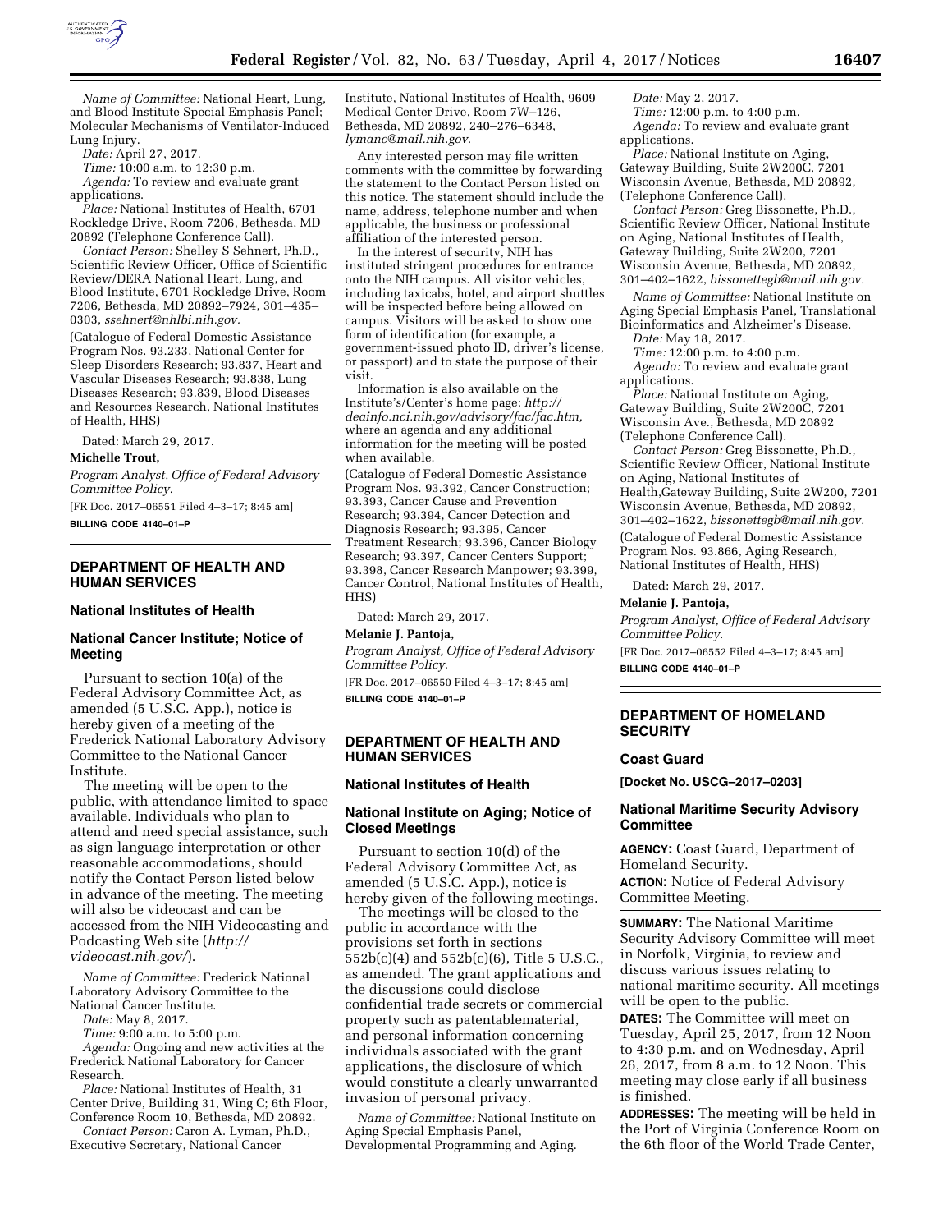*Name of Committee:* National Heart, Lung, and Blood Institute Special Emphasis Panel; Molecular Mechanisms of Ventilator-Induced Lung Injury.

*Date:* April 27, 2017.

*Time:* 10:00 a.m. to 12:30 p.m.

*Agenda:* To review and evaluate grant applications.

*Place:* National Institutes of Health, 6701 Rockledge Drive, Room 7206, Bethesda, MD 20892 (Telephone Conference Call).

*Contact Person:* Shelley S Sehnert, Ph.D., Scientific Review Officer, Office of Scientific Review/DERA National Heart, Lung, and Blood Institute, 6701 Rockledge Drive, Room 7206, Bethesda, MD 20892–7924, 301–435–0303, *ssehnert@nhlbi.nih.gov.*

(Catalogue of Federal Domestic Assistance Program Nos. 93.233, National Center for Sleep Disorders Research; 93.837, Heart and Vascular Diseases Research; 93.838, Lung Diseases Research; 93.839, Blood Diseases and Resources Research, National Institutes of Health, HHS)

Dated: March 29, 2017.

**Michelle Trout,**

*Program Analyst, Office of Federal Advisory Committee Policy.*

[FR Doc. 2017–06551 Filed 4–3–17; 8:45 am]

**BILLING CODE 4140–01–P**

---

## DEPARTMENT OF HEALTH AND HUMAN SERVICES

### National Institutes of Health

### National Cancer Institute; Notice of Meeting

Pursuant to section 10(a) of the Federal Advisory Committee Act, as amended (5 U.S.C. App.), notice is hereby given of a meeting of the Frederick National Laboratory Advisory Committee to the National Cancer Institute.

The meeting will be open to the public, with attendance limited to space available. Individuals who plan to attend and need special assistance, such as sign language interpretation or other reasonable accommodations, should notify the Contact Person listed below in advance of the meeting. The meeting will also be videocast and can be accessed from the NIH Videocasting and Podcasting Web site (*http://videocast.nih.gov/*).

*Name of Committee:* Frederick National Laboratory Advisory Committee to the National Cancer Institute.

*Date:* May 8, 2017.

*Time:* 9:00 a.m. to 5:00 p.m.

*Agenda:* Ongoing and new activities at the Frederick National Laboratory for Cancer Research.

*Place:* National Institutes of Health, 31 Center Drive, Building 31, Wing C; 6th Floor, Conference Room 10, Bethesda, MD 20892.

*Contact Person:* Caron A. Lyman, Ph.D., Executive Secretary, National Cancer Institute, National Institutes of Health, 9609 Medical Center Drive, Room 7W–126, Bethesda, MD 20892, 240–276–6348, *lymanc@mail.nih.gov.*

Any interested person may file written comments with the committee by forwarding the statement to the Contact Person listed on this notice. The statement should include the name, address, telephone number and when applicable, the business or professional affiliation of the interested person.

In the interest of security, NIH has instituted stringent procedures for entrance onto the NIH campus. All visitor vehicles, including taxicabs, hotel, and airport shuttles will be inspected before being allowed on campus. Visitors will be asked to show one form of identification (for example, a government-issued photo ID, driver's license, or passport) and to state the purpose of their visit.

Information is also available on the Institute's/Center's home page: *http://deainfo.nci.nih.gov/advisory/fac/fac.htm,* where an agenda and any additional information for the meeting will be posted when available.

(Catalogue of Federal Domestic Assistance Program Nos. 93.392, Cancer Construction; 93.393, Cancer Cause and Prevention Research; 93.394, Cancer Detection and Diagnosis Research; 93.395, Cancer Treatment Research; 93.396, Cancer Biology Research; 93.397, Cancer Centers Support; 93.398, Cancer Research Manpower; 93.399, Cancer Control, National Institutes of Health, HHS)

Dated: March 29, 2017.

**Melanie J. Pantoja,**

*Program Analyst, Office of Federal Advisory Committee Policy.*

[FR Doc. 2017–06550 Filed 4–3–17; 8:45 am]

**BILLING CODE 4140–01–P**

---

## DEPARTMENT OF HEALTH AND HUMAN SERVICES

### National Institutes of Health

### National Institute on Aging; Notice of Closed Meetings

Pursuant to section 10(d) of the Federal Advisory Committee Act, as amended (5 U.S.C. App.), notice is hereby given of the following meetings.

The meetings will be closed to the public in accordance with the provisions set forth in sections 552b(c)(4) and 552b(c)(6), Title 5 U.S.C., as amended. The grant applications and the discussions could disclose confidential trade secrets or commercial property such as patentablematerial, and personal information concerning individuals associated with the grant applications, the disclosure of which would constitute a clearly unwarranted invasion of personal privacy.

*Name of Committee:* National Institute on Aging Special Emphasis Panel, Developmental Programming and Aging.

*Date:* May 2, 2017.

*Time:* 12:00 p.m. to 4:00 p.m.

*Agenda:* To review and evaluate grant applications.

*Place:* National Institute on Aging, Gateway Building, Suite 2W200C, 7201 Wisconsin Avenue, Bethesda, MD 20892, (Telephone Conference Call).

*Contact Person:* Greg Bissonette, Ph.D., Scientific Review Officer, National Institute on Aging, National Institutes of Health, Gateway Building, Suite 2W200, 7201 Wisconsin Avenue, Bethesda, MD 20892, 301–402–1622, *bissonettegb@mail.nih.gov.*

*Name of Committee:* National Institute on Aging Special Emphasis Panel, Translational Bioinformatics and Alzheimer's Disease.

*Date:* May 18, 2017.

*Time:* 12:00 p.m. to 4:00 p.m.

*Agenda:* To review and evaluate grant applications.

*Place:* National Institute on Aging, Gateway Building, Suite 2W200C, 7201 Wisconsin Ave., Bethesda, MD 20892 (Telephone Conference Call).

*Contact Person:* Greg Bissonette, Ph.D., Scientific Review Officer, National Institute on Aging, National Institutes of Health,Gateway Building, Suite 2W200, 7201 Wisconsin Avenue, Bethesda, MD 20892, 301–402–1622, *bissonettegb@mail.nih.gov.*

(Catalogue of Federal Domestic Assistance Program Nos. 93.866, Aging Research, National Institutes of Health, HHS)

Dated: March 29, 2017.

**Melanie J. Pantoja,**

*Program Analyst, Office of Federal Advisory Committee Policy.*

[FR Doc. 2017–06552 Filed 4–3–17; 8:45 am]

**BILLING CODE 4140–01–P**

---

## DEPARTMENT OF HOMELAND SECURITY

### Coast Guard

**[Docket No. USCG–2017–0203]**

### National Maritime Security Advisory Committee

**AGENCY:** Coast Guard, Department of Homeland Security.

**ACTION:** Notice of Federal Advisory Committee Meeting.

**SUMMARY:** The National Maritime Security Advisory Committee will meet in Norfolk, Virginia, to review and discuss various issues relating to national maritime security. All meetings will be open to the public.

**DATES:** The Committee will meet on Tuesday, April 25, 2017, from 12 Noon to 4:30 p.m. and on Wednesday, April 26, 2017, from 8 a.m. to 12 Noon. This meeting may close early if all business is finished.

**ADDRESSES:** The meeting will be held in the Port of Virginia Conference Room on the 6th floor of the World Trade Center,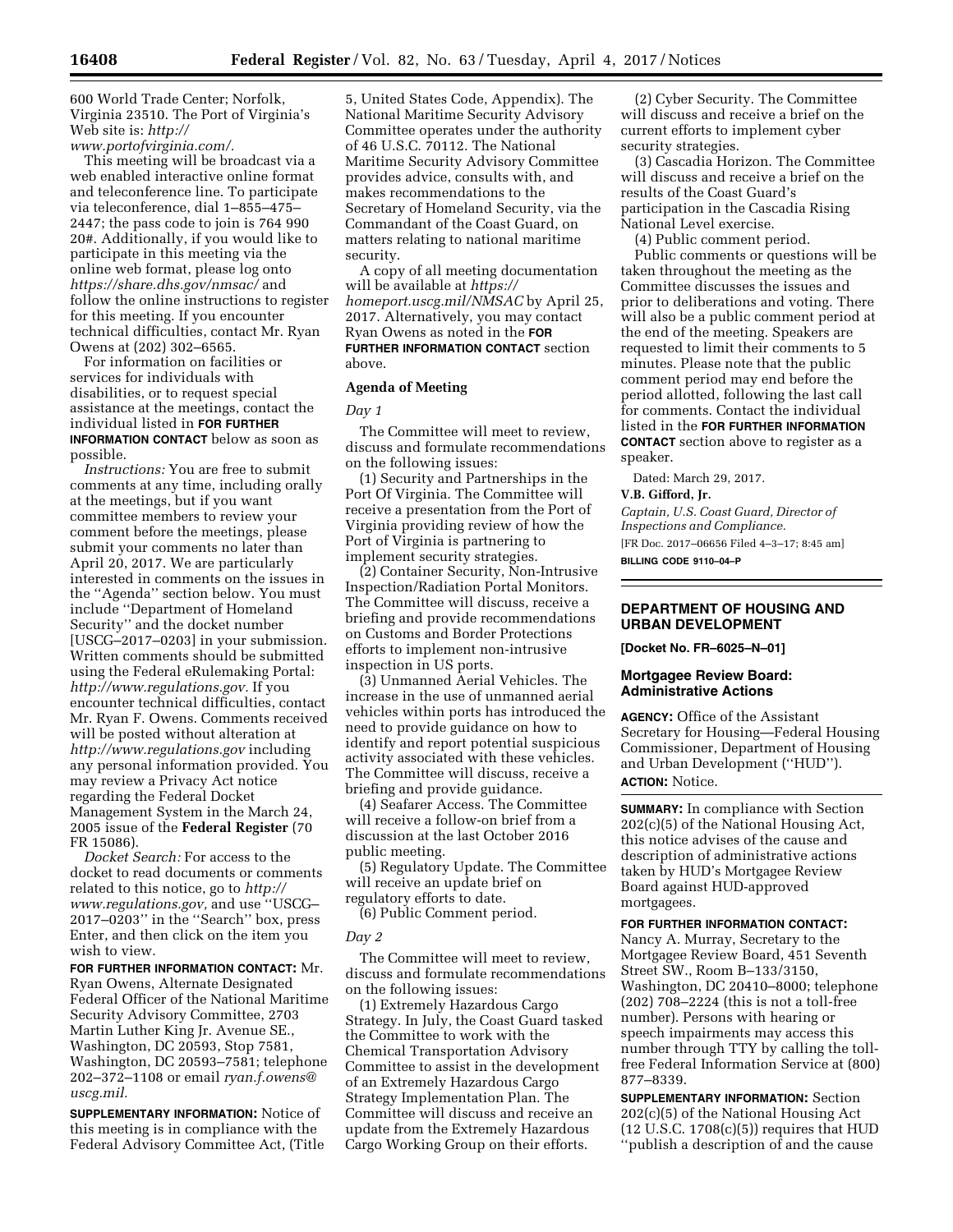600 World Trade Center; Norfolk, Virginia 23510. The Port of Virginia's Web site is: *http://www.portofvirginia.com/.*

This meeting will be broadcast via a web enabled interactive online format and teleconference line. To participate via teleconference, dial 1–855–475–2447; the pass code to join is 764 990 20#. Additionally, if you would like to participate in this meeting via the online web format, please log onto *https://share.dhs.gov/nmsac/* and follow the online instructions to register for this meeting. If you encounter technical difficulties, contact Mr. Ryan Owens at (202) 302–6565.

For information on facilities or services for individuals with disabilities, or to request special assistance at the meetings, contact the individual listed in **FOR FURTHER INFORMATION CONTACT** below as soon as possible.

*Instructions:* You are free to submit comments at any time, including orally at the meetings, but if you want committee members to review your comment before the meetings, please submit your comments no later than April 20, 2017. We are particularly interested in comments on the issues in the ''Agenda'' section below. You must include ''Department of Homeland Security'' and the docket number [USCG–2017–0203] in your submission. Written comments should be submitted using the Federal eRulemaking Portal: *http://www.regulations.gov.* If you encounter technical difficulties, contact Mr. Ryan F. Owens. Comments received will be posted without alteration at *http://www.regulations.gov* including any personal information provided. You may review a Privacy Act notice regarding the Federal Docket Management System in the March 24, 2005 issue of the **Federal Register** (70 FR 15086).

*Docket Search:* For access to the docket to read documents or comments related to this notice, go to *http://www.regulations.gov,* and use ''USCG–2017–0203'' in the ''Search'' box, press Enter, and then click on the item you wish to view.

**FOR FURTHER INFORMATION CONTACT:** Mr. Ryan Owens, Alternate Designated Federal Officer of the National Maritime Security Advisory Committee, 2703 Martin Luther King Jr. Avenue SE., Washington, DC 20593, Stop 7581, Washington, DC 20593–7581; telephone 202–372–1108 or email *ryan.f.owens@uscg.mil.*

**SUPPLEMENTARY INFORMATION:** Notice of this meeting is in compliance with the Federal Advisory Committee Act, (Title 5, United States Code, Appendix). The National Maritime Security Advisory Committee operates under the authority of 46 U.S.C. 70112. The National Maritime Security Advisory Committee provides advice, consults with, and makes recommendations to the Secretary of Homeland Security, via the Commandant of the Coast Guard, on matters relating to national maritime security.

A copy of all meeting documentation will be available at *https://homeport.uscg.mil/NMSAC* by April 25, 2017. Alternatively, you may contact Ryan Owens as noted in the **FOR FURTHER INFORMATION CONTACT** section above.

## Agenda of Meeting

*Day 1*

The Committee will meet to review, discuss and formulate recommendations on the following issues:

(1) Security and Partnerships in the Port Of Virginia. The Committee will receive a presentation from the Port of Virginia providing review of how the Port of Virginia is partnering to implement security strategies.

(2) Container Security, Non-Intrusive Inspection/Radiation Portal Monitors. The Committee will discuss, receive a briefing and provide recommendations on Customs and Border Protections efforts to implement non-intrusive inspection in US ports.

(3) Unmanned Aerial Vehicles. The increase in the use of unmanned aerial vehicles within ports has introduced the need to provide guidance on how to identify and report potential suspicious activity associated with these vehicles. The Committee will discuss, receive a briefing and provide guidance.

(4) Seafarer Access. The Committee will receive a follow-on brief from a discussion at the last October 2016 public meeting.

(5) Regulatory Update. The Committee will receive an update brief on regulatory efforts to date.

(6) Public Comment period.

*Day 2*

The Committee will meet to review, discuss and formulate recommendations on the following issues:

(1) Extremely Hazardous Cargo Strategy. In July, the Coast Guard tasked the Committee to work with the Chemical Transportation Advisory Committee to assist in the development of an Extremely Hazardous Cargo Strategy Implementation Plan. The Committee will discuss and receive an update from the Extremely Hazardous Cargo Working Group on their efforts.

(2) Cyber Security. The Committee will discuss and receive a brief on the current efforts to implement cyber security strategies.

(3) Cascadia Horizon. The Committee will discuss and receive a brief on the results of the Coast Guard's participation in the Cascadia Rising National Level exercise.

(4) Public comment period.

Public comments or questions will be taken throughout the meeting as the Committee discusses the issues and prior to deliberations and voting. There will also be a public comment period at the end of the meeting. Speakers are requested to limit their comments to 5 minutes. Please note that the public comment period may end before the period allotted, following the last call for comments. Contact the individual listed in the **FOR FURTHER INFORMATION CONTACT** section above to register as a speaker.

Dated: March 29, 2017.

**V.B. Gifford, Jr.**

*Captain, U.S. Coast Guard, Director of Inspections and Compliance.*

[FR Doc. 2017–06656 Filed 4–3–17; 8:45 am]

**BILLING CODE 9110–04–P**

---

# DEPARTMENT OF HOUSING AND URBAN DEVELOPMENT

**[Docket No. FR–6025–N–01]**

## Mortgagee Review Board: Administrative Actions

**AGENCY:** Office of the Assistant Secretary for Housing—Federal Housing Commissioner, Department of Housing and Urban Development (''HUD'').

**ACTION:** Notice.

**SUMMARY:** In compliance with Section 202(c)(5) of the National Housing Act, this notice advises of the cause and description of administrative actions taken by HUD's Mortgagee Review Board against HUD-approved mortgagees.

**FOR FURTHER INFORMATION CONTACT:** Nancy A. Murray, Secretary to the Mortgagee Review Board, 451 Seventh Street SW., Room B–133/3150, Washington, DC 20410–8000; telephone (202) 708–2224 (this is not a toll-free number). Persons with hearing or speech impairments may access this number through TTY by calling the toll-free Federal Information Service at (800) 877–8339.

**SUPPLEMENTARY INFORMATION:** Section 202(c)(5) of the National Housing Act (12 U.S.C. 1708(c)(5)) requires that HUD ''publish a description of and the cause